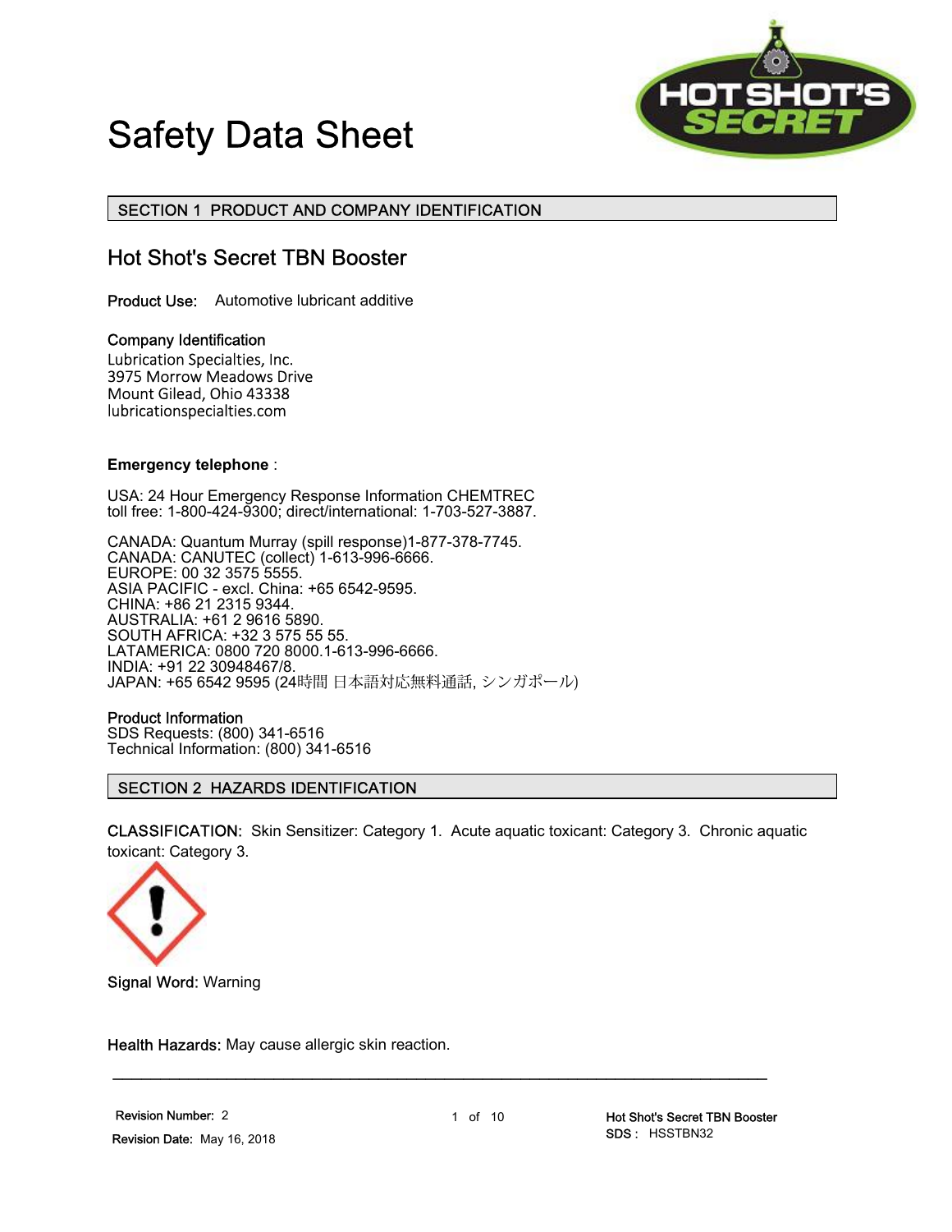# Safety Data Sheet

## SECTION 1 PRODUCT AND COMPANY IDENTIFICATION

### Hot Shot's Secret TBN Booster

**Product Use:** Automotive lubricant additive

**Company Identification**
Lubrication Specialties, Inc.
3975 Morrow Meadows Drive
Mount Gilead, Ohio 43338
lubricationspecialties.com

**Emergency telephone** :

USA: 24 Hour Emergency Response Information CHEMTREC
toll free: 1-800-424-9300; direct/international: 1-703-527-3887.

CANADA: Quantum Murray (spill response)1-877-378-7745.
CANADA: CANUTEC (collect) 1-613-996-6666.
EUROPE: 00 32 3575 5555.
ASIA PACIFIC - excl. China: +65 6542-9595.
CHINA: +86 21 2315 9344.
AUSTRALIA: +61 2 9616 5890.
SOUTH AFRICA: +32 3 575 55 55.
LATAMERICA: 0800 720 8000.1-613-996-6666.
INDIA: +91 22 30948467/8.
JAPAN: +65 6542 9595 (24時間 日本語対応無料通話, シンガポール)

**Product Information**
SDS Requests: (800) 341-6516
Technical Information: (800) 341-6516

## SECTION 2 HAZARDS IDENTIFICATION

**CLASSIFICATION:** Skin Sensitizer: Category 1. Acute aquatic toxicant: Category 3. Chronic aquatic toxicant: Category 3.

**Signal Word:** Warning

**Health Hazards:** May cause allergic skin reaction.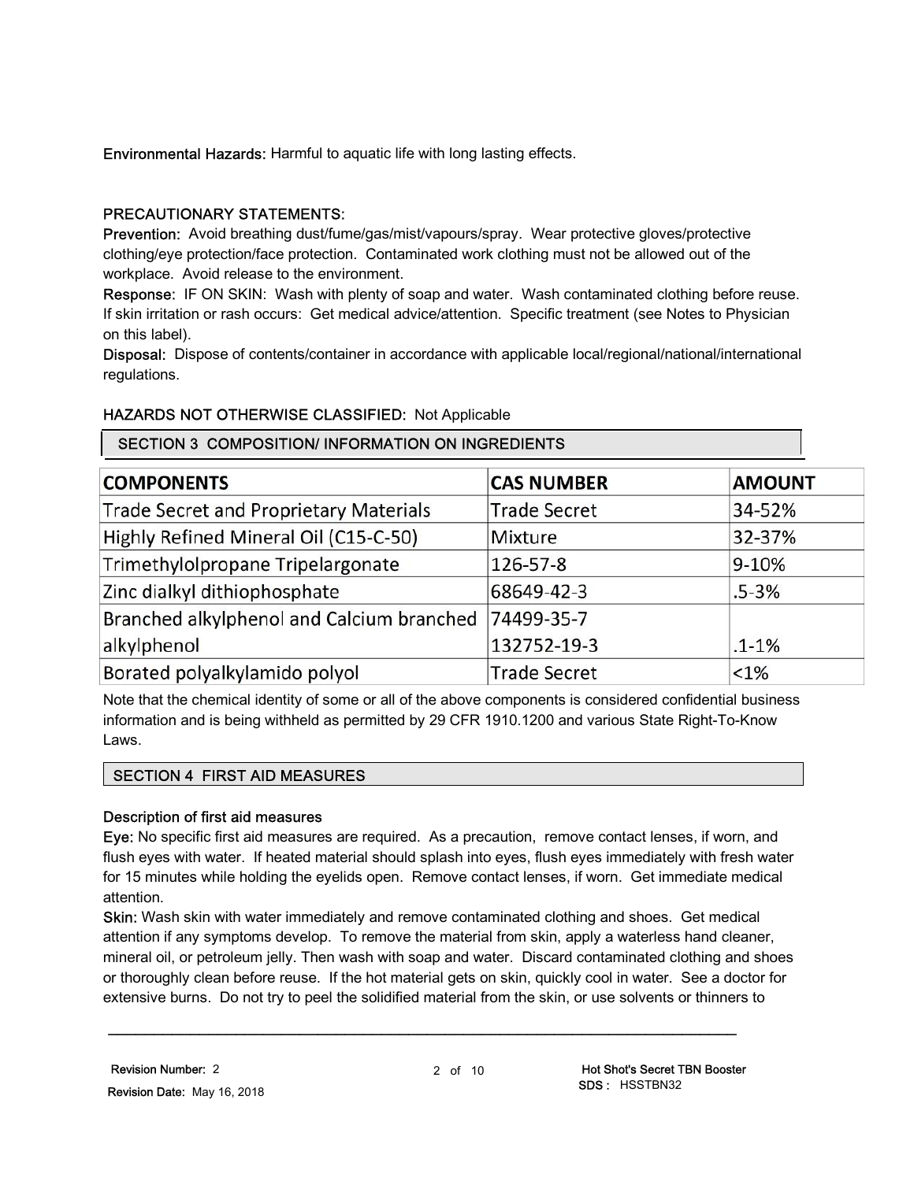**Environmental Hazards:** Harmful to aquatic life with long lasting effects.

**PRECAUTIONARY STATEMENTS:**

**Prevention:** Avoid breathing dust/fume/gas/mist/vapours/spray. Wear protective gloves/protective clothing/eye protection/face protection. Contaminated work clothing must not be allowed out of the workplace. Avoid release to the environment.

**Response:** IF ON SKIN: Wash with plenty of soap and water. Wash contaminated clothing before reuse. If skin irritation or rash occurs: Get medical advice/attention. Specific treatment (see Notes to Physician on this label).

**Disposal:** Dispose of contents/container in accordance with applicable local/regional/national/international regulations.

**HAZARDS NOT OTHERWISE CLASSIFIED:** Not Applicable

## SECTION 3 COMPOSITION/ INFORMATION ON INGREDIENTS

| COMPONENTS | CAS NUMBER | AMOUNT |
|---|---|---|
| Trade Secret and Proprietary Materials | Trade Secret | 34-52% |
| Highly Refined Mineral Oil (C15-C-50) | Mixture | 32-37% |
| Trimethylolpropane Tripelargonate | 126-57-8 | 9-10% |
| Zinc dialkyl dithiophosphate | 68649-42-3 | .5-3% |
| Branched alkylphenol and Calcium branched alkylphenol | 74499-35-7<br>132752-19-3 | .1-1% |
| Borated polyalkylamido polyol | Trade Secret | <1% |

Note that the chemical identity of some or all of the above components is considered confidential business information and is being withheld as permitted by 29 CFR 1910.1200 and various State Right-To-Know Laws.

## SECTION 4 FIRST AID MEASURES

**Description of first aid measures**

**Eye:** No specific first aid measures are required. As a precaution, remove contact lenses, if worn, and flush eyes with water. If heated material should splash into eyes, flush eyes immediately with fresh water for 15 minutes while holding the eyelids open. Remove contact lenses, if worn. Get immediate medical attention.

**Skin:** Wash skin with water immediately and remove contaminated clothing and shoes. Get medical attention if any symptoms develop. To remove the material from skin, apply a waterless hand cleaner, mineral oil, or petroleum jelly. Then wash with soap and water. Discard contaminated clothing and shoes or thoroughly clean before reuse. If the hot material gets on skin, quickly cool in water. See a doctor for extensive burns. Do not try to peel the solidified material from the skin, or use solvents or thinners to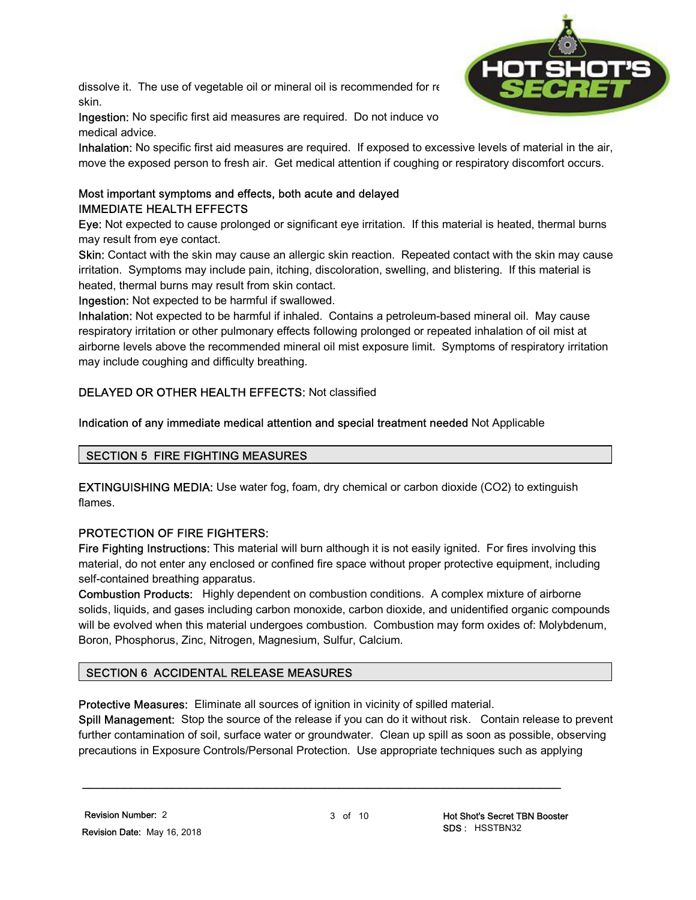dissolve it. The use of vegetable oil or mineral oil is recommended for re skin.

**Ingestion:** No specific first aid measures are required. Do not induce vo medical advice.

**Inhalation:** No specific first aid measures are required. If exposed to excessive levels of material in the air, move the exposed person to fresh air. Get medical attention if coughing or respiratory discomfort occurs.

**Most important symptoms and effects, both acute and delayed**

**IMMEDIATE HEALTH EFFECTS**

**Eye:** Not expected to cause prolonged or significant eye irritation. If this material is heated, thermal burns may result from eye contact.

**Skin:** Contact with the skin may cause an allergic skin reaction. Repeated contact with the skin may cause irritation. Symptoms may include pain, itching, discoloration, swelling, and blistering. If this material is heated, thermal burns may result from skin contact.

**Ingestion:** Not expected to be harmful if swallowed.

**Inhalation:** Not expected to be harmful if inhaled. Contains a petroleum-based mineral oil. May cause respiratory irritation or other pulmonary effects following prolonged or repeated inhalation of oil mist at airborne levels above the recommended mineral oil mist exposure limit. Symptoms of respiratory irritation may include coughing and difficulty breathing.

**DELAYED OR OTHER HEALTH EFFECTS:** Not classified

**Indication of any immediate medical attention and special treatment needed** Not Applicable

## SECTION 5 FIRE FIGHTING MEASURES

**EXTINGUISHING MEDIA:** Use water fog, foam, dry chemical or carbon dioxide ($CO_2$) to extinguish flames.

**PROTECTION OF FIRE FIGHTERS:**

**Fire Fighting Instructions:** This material will burn although it is not easily ignited. For fires involving this material, do not enter any enclosed or confined fire space without proper protective equipment, including self-contained breathing apparatus.

**Combustion Products:** Highly dependent on combustion conditions. A complex mixture of airborne solids, liquids, and gases including carbon monoxide, carbon dioxide, and unidentified organic compounds will be evolved when this material undergoes combustion. Combustion may form oxides of: Molybdenum, Boron, Phosphorus, Zinc, Nitrogen, Magnesium, Sulfur, Calcium.

## SECTION 6 ACCIDENTAL RELEASE MEASURES

**Protective Measures:** Eliminate all sources of ignition in vicinity of spilled material.

**Spill Management:** Stop the source of the release if you can do it without risk. Contain release to prevent further contamination of soil, surface water or groundwater. Clean up spill as soon as possible, observing precautions in Exposure Controls/Personal Protection. Use appropriate techniques such as applying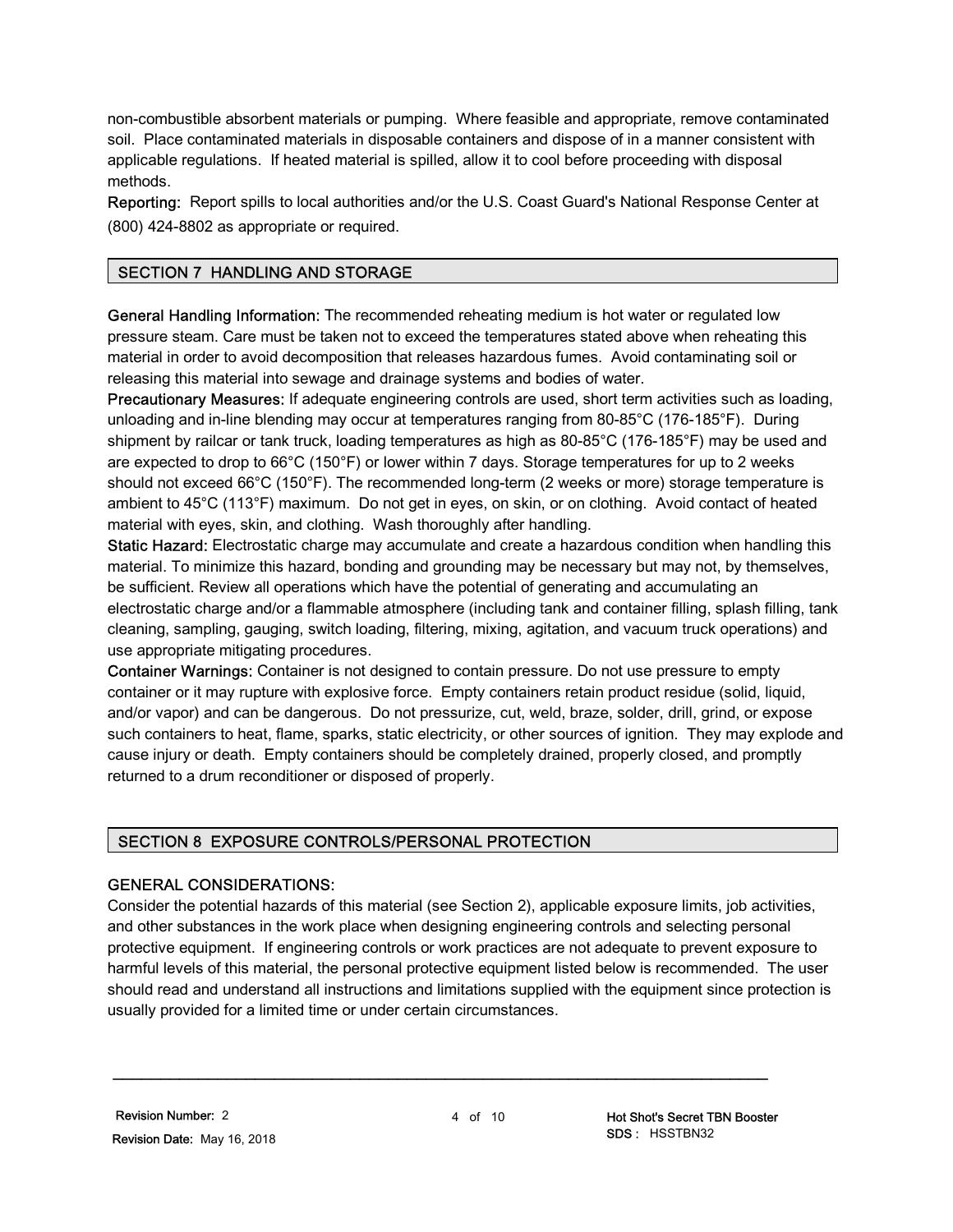non-combustible absorbent materials or pumping. Where feasible and appropriate, remove contaminated soil. Place contaminated materials in disposable containers and dispose of in a manner consistent with applicable regulations. If heated material is spilled, allow it to cool before proceeding with disposal methods.

**Reporting:** Report spills to local authorities and/or the U.S. Coast Guard's National Response Center at (800) 424-8802 as appropriate or required.

## SECTION 7 HANDLING AND STORAGE

**General Handling Information:** The recommended reheating medium is hot water or regulated low pressure steam. Care must be taken not to exceed the temperatures stated above when reheating this material in order to avoid decomposition that releases hazardous fumes. Avoid contaminating soil or releasing this material into sewage and drainage systems and bodies of water.

**Precautionary Measures:** If adequate engineering controls are used, short term activities such as loading, unloading and in-line blending may occur at temperatures ranging from 80-85°C (176-185°F). During shipment by railcar or tank truck, loading temperatures as high as 80-85°C (176-185°F) may be used and are expected to drop to 66°C (150°F) or lower within 7 days. Storage temperatures for up to 2 weeks should not exceed 66°C (150°F). The recommended long-term (2 weeks or more) storage temperature is ambient to 45°C (113°F) maximum. Do not get in eyes, on skin, or on clothing. Avoid contact of heated material with eyes, skin, and clothing. Wash thoroughly after handling.

**Static Hazard:** Electrostatic charge may accumulate and create a hazardous condition when handling this material. To minimize this hazard, bonding and grounding may be necessary but may not, by themselves, be sufficient. Review all operations which have the potential of generating and accumulating an electrostatic charge and/or a flammable atmosphere (including tank and container filling, splash filling, tank cleaning, sampling, gauging, switch loading, filtering, mixing, agitation, and vacuum truck operations) and use appropriate mitigating procedures.

**Container Warnings:** Container is not designed to contain pressure. Do not use pressure to empty container or it may rupture with explosive force. Empty containers retain product residue (solid, liquid, and/or vapor) and can be dangerous. Do not pressurize, cut, weld, braze, solder, drill, grind, or expose such containers to heat, flame, sparks, static electricity, or other sources of ignition. They may explode and cause injury or death. Empty containers should be completely drained, properly closed, and promptly returned to a drum reconditioner or disposed of properly.

## SECTION 8 EXPOSURE CONTROLS/PERSONAL PROTECTION

### GENERAL CONSIDERATIONS:

Consider the potential hazards of this material (see Section 2), applicable exposure limits, job activities, and other substances in the work place when designing engineering controls and selecting personal protective equipment. If engineering controls or work practices are not adequate to prevent exposure to harmful levels of this material, the personal protective equipment listed below is recommended. The user should read and understand all instructions and limitations supplied with the equipment since protection is usually provided for a limited time or under certain circumstances.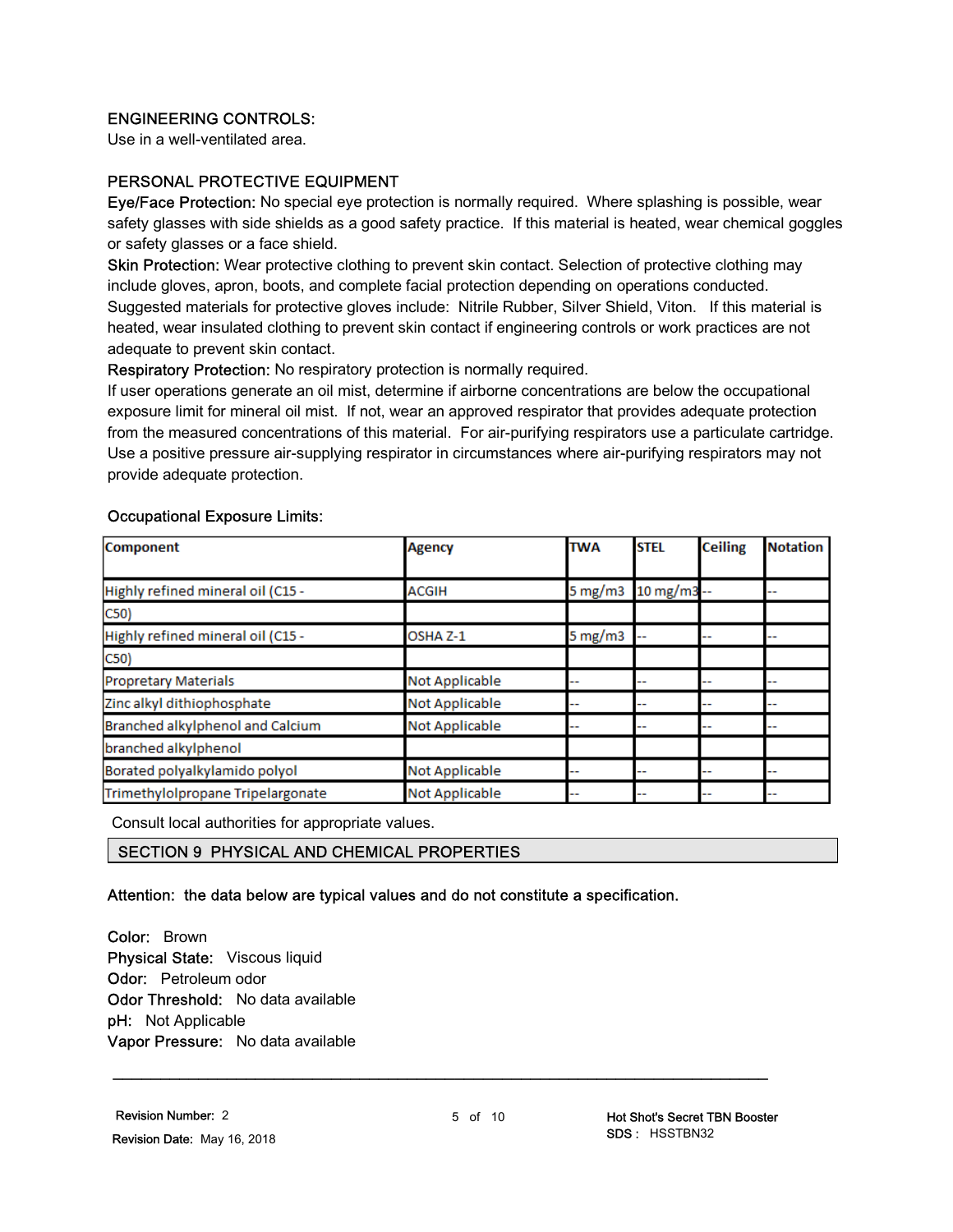### ENGINEERING CONTROLS:

Use in a well-ventilated area.

### PERSONAL PROTECTIVE EQUIPMENT

**Eye/Face Protection:** No special eye protection is normally required. Where splashing is possible, wear safety glasses with side shields as a good safety practice. If this material is heated, wear chemical goggles or safety glasses or a face shield.

**Skin Protection:** Wear protective clothing to prevent skin contact. Selection of protective clothing may include gloves, apron, boots, and complete facial protection depending on operations conducted. Suggested materials for protective gloves include: Nitrile Rubber, Silver Shield, Viton. If this material is heated, wear insulated clothing to prevent skin contact if engineering controls or work practices are not adequate to prevent skin contact.

**Respiratory Protection:** No respiratory protection is normally required.
If user operations generate an oil mist, determine if airborne concentrations are below the occupational exposure limit for mineral oil mist. If not, wear an approved respirator that provides adequate protection from the measured concentrations of this material. For air-purifying respirators use a particulate cartridge. Use a positive pressure air-supplying respirator in circumstances where air-purifying respirators may not provide adequate protection.

**Occupational Exposure Limits:**

| Component | Agency | TWA | STEL | Ceiling | Notation |
|---|---|---|---|---|---|
| Highly refined mineral oil (C15 - C50) | ACGIH | 5 mg/m3 | 10 mg/m3 | -- | -- |
| Highly refined mineral oil (C15 - C50) | OSHA Z-1 | 5 mg/m3 | -- | -- | -- |
| Propretary Materials | Not Applicable | -- | -- | -- | -- |
| Zinc alkyl dithiophosphate | Not Applicable | -- | -- | -- | -- |
| Branched alkylphenol and Calcium branched alkylphenol | Not Applicable | -- | -- | -- | -- |
| Borated polyalkylamido polyol | Not Applicable | -- | -- | -- | -- |
| Trimethylolpropane Tripelargonate | Not Applicable | -- | -- | -- | -- |

Consult local authorities for appropriate values.

## SECTION 9 PHYSICAL AND CHEMICAL PROPERTIES

**Attention: the data below are typical values and do not constitute a specification.**

**Color:** Brown
**Physical State:** Viscous liquid
**Odor:** Petroleum odor
**Odor Threshold:** No data available
**pH:** Not Applicable
**Vapor Pressure:** No data available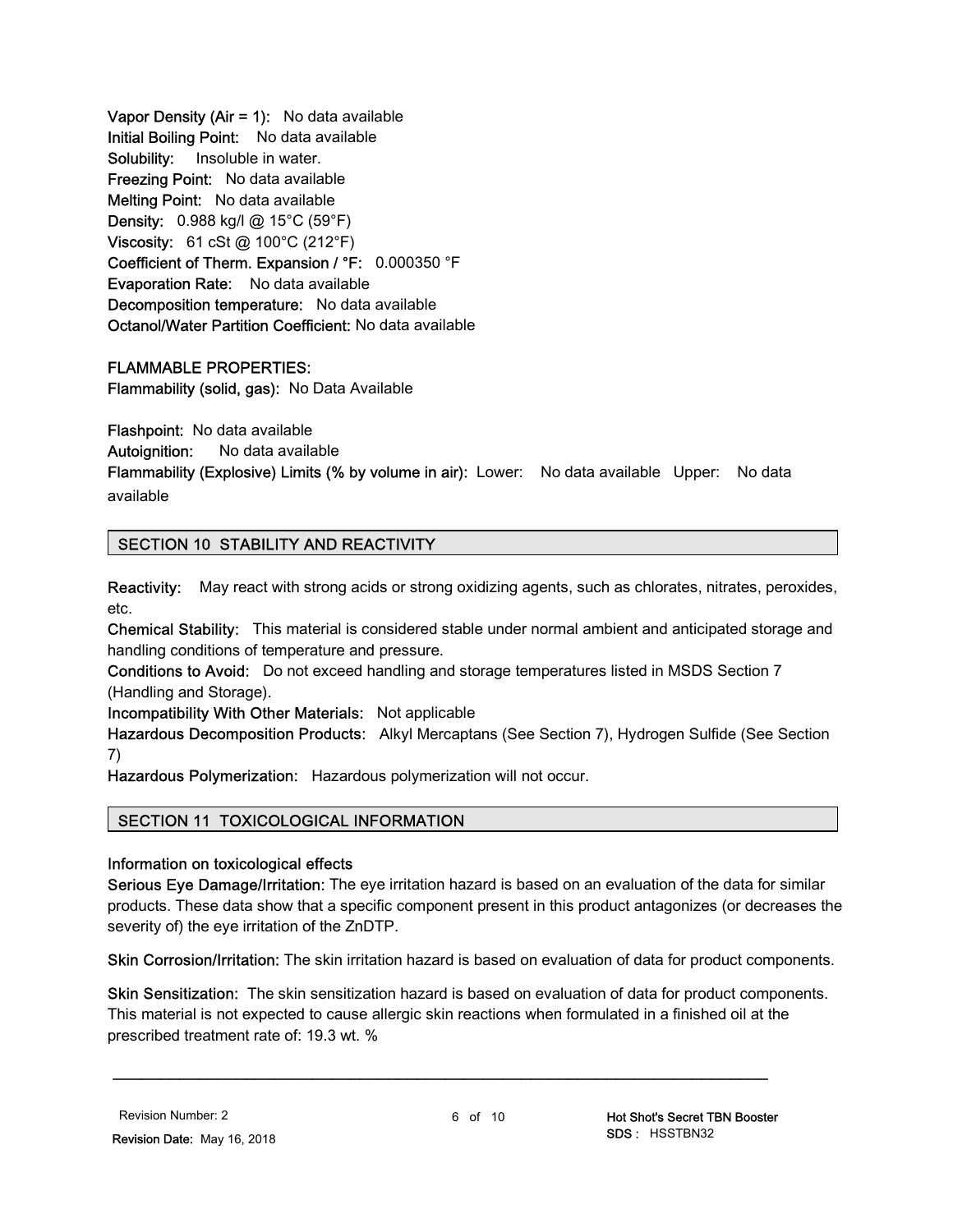**Vapor Density (Air = 1):** No data available
**Initial Boiling Point:** No data available
**Solubility:** Insoluble in water.
**Freezing Point:** No data available
**Melting Point:** No data available
**Density:** 0.988 kg/l @ 15°C (59°F)
**Viscosity:** 61 cSt @ 100°C (212°F)
**Coefficient of Therm. Expansion / °F:** 0.000350 °F
**Evaporation Rate:** No data available
**Decomposition temperature:** No data available
**Octanol/Water Partition Coefficient:** No data available

**FLAMMABLE PROPERTIES:**
**Flammability (solid, gas):** No Data Available

**Flashpoint:** No data available
**Autoignition:** No data available
**Flammability (Explosive) Limits (% by volume in air):** Lower: No data available Upper: No data available

## SECTION 10 STABILITY AND REACTIVITY

**Reactivity:** May react with strong acids or strong oxidizing agents, such as chlorates, nitrates, peroxides, etc.
**Chemical Stability:** This material is considered stable under normal ambient and anticipated storage and handling conditions of temperature and pressure.
**Conditions to Avoid:** Do not exceed handling and storage temperatures listed in MSDS Section 7 (Handling and Storage).
**Incompatibility With Other Materials:** Not applicable
**Hazardous Decomposition Products:** Alkyl Mercaptans (See Section 7), Hydrogen Sulfide (See Section 7)
**Hazardous Polymerization:** Hazardous polymerization will not occur.

## SECTION 11 TOXICOLOGICAL INFORMATION

**Information on toxicological effects**
**Serious Eye Damage/Irritation:** The eye irritation hazard is based on an evaluation of the data for similar products. These data show that a specific component present in this product antagonizes (or decreases the severity of) the eye irritation of the ZnDTP.

**Skin Corrosion/Irritation:** The skin irritation hazard is based on evaluation of data for product components.

**Skin Sensitization:** The skin sensitization hazard is based on evaluation of data for product components. This material is not expected to cause allergic skin reactions when formulated in a finished oil at the prescribed treatment rate of: 19.3 wt. %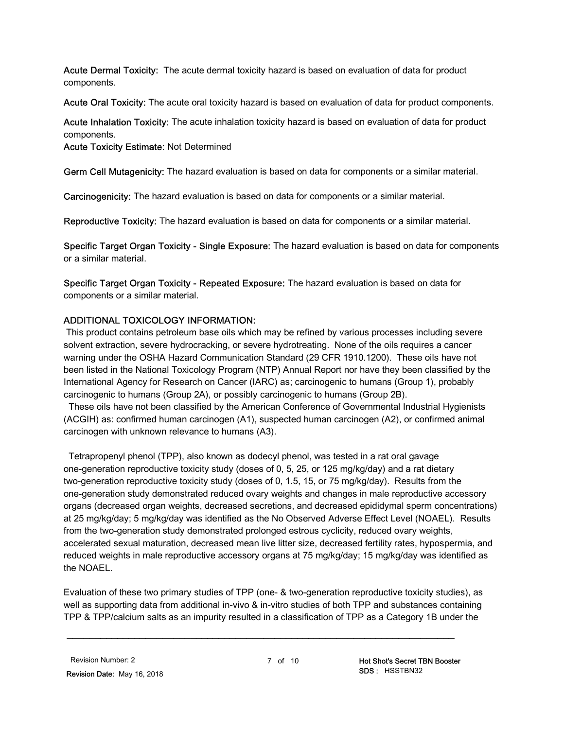**Acute Dermal Toxicity:** The acute dermal toxicity hazard is based on evaluation of data for product components.

**Acute Oral Toxicity:** The acute oral toxicity hazard is based on evaluation of data for product components.

**Acute Inhalation Toxicity:** The acute inhalation toxicity hazard is based on evaluation of data for product components.

**Acute Toxicity Estimate:** Not Determined

**Germ Cell Mutagenicity:** The hazard evaluation is based on data for components or a similar material.

**Carcinogenicity:** The hazard evaluation is based on data for components or a similar material.

**Reproductive Toxicity:** The hazard evaluation is based on data for components or a similar material.

**Specific Target Organ Toxicity - Single Exposure:** The hazard evaluation is based on data for components or a similar material.

**Specific Target Organ Toxicity - Repeated Exposure:** The hazard evaluation is based on data for components or a similar material.

**ADDITIONAL TOXICOLOGY INFORMATION:**

This product contains petroleum base oils which may be refined by various processes including severe solvent extraction, severe hydrocracking, or severe hydrotreating. None of the oils requires a cancer warning under the OSHA Hazard Communication Standard (29 CFR 1910.1200). These oils have not been listed in the National Toxicology Program (NTP) Annual Report nor have they been classified by the International Agency for Research on Cancer (IARC) as; carcinogenic to humans (Group 1), probably carcinogenic to humans (Group 2A), or possibly carcinogenic to humans (Group 2B).

These oils have not been classified by the American Conference of Governmental Industrial Hygienists (ACGIH) as: confirmed human carcinogen (A1), suspected human carcinogen (A2), or confirmed animal carcinogen with unknown relevance to humans (A3).

Tetrapropenyl phenol (TPP), also known as dodecyl phenol, was tested in a rat oral gavage one-generation reproductive toxicity study (doses of 0, 5, 25, or 125 mg/kg/day) and a rat dietary two-generation reproductive toxicity study (doses of 0, 1.5, 15, or 75 mg/kg/day). Results from the one-generation study demonstrated reduced ovary weights and changes in male reproductive accessory organs (decreased organ weights, decreased secretions, and decreased epididymal sperm concentrations) at 25 mg/kg/day; 5 mg/kg/day was identified as the No Observed Adverse Effect Level (NOAEL). Results from the two-generation study demonstrated prolonged estrous cyclicity, reduced ovary weights, accelerated sexual maturation, decreased mean live litter size, decreased fertility rates, hypospermia, and reduced weights in male reproductive accessory organs at 75 mg/kg/day; 15 mg/kg/day was identified as the NOAEL.

Evaluation of these two primary studies of TPP (one- & two-generation reproductive toxicity studies), as well as supporting data from additional in-vivo & in-vitro studies of both TPP and substances containing TPP & TPP/calcium salts as an impurity resulted in a classification of TPP as a Category 1B under the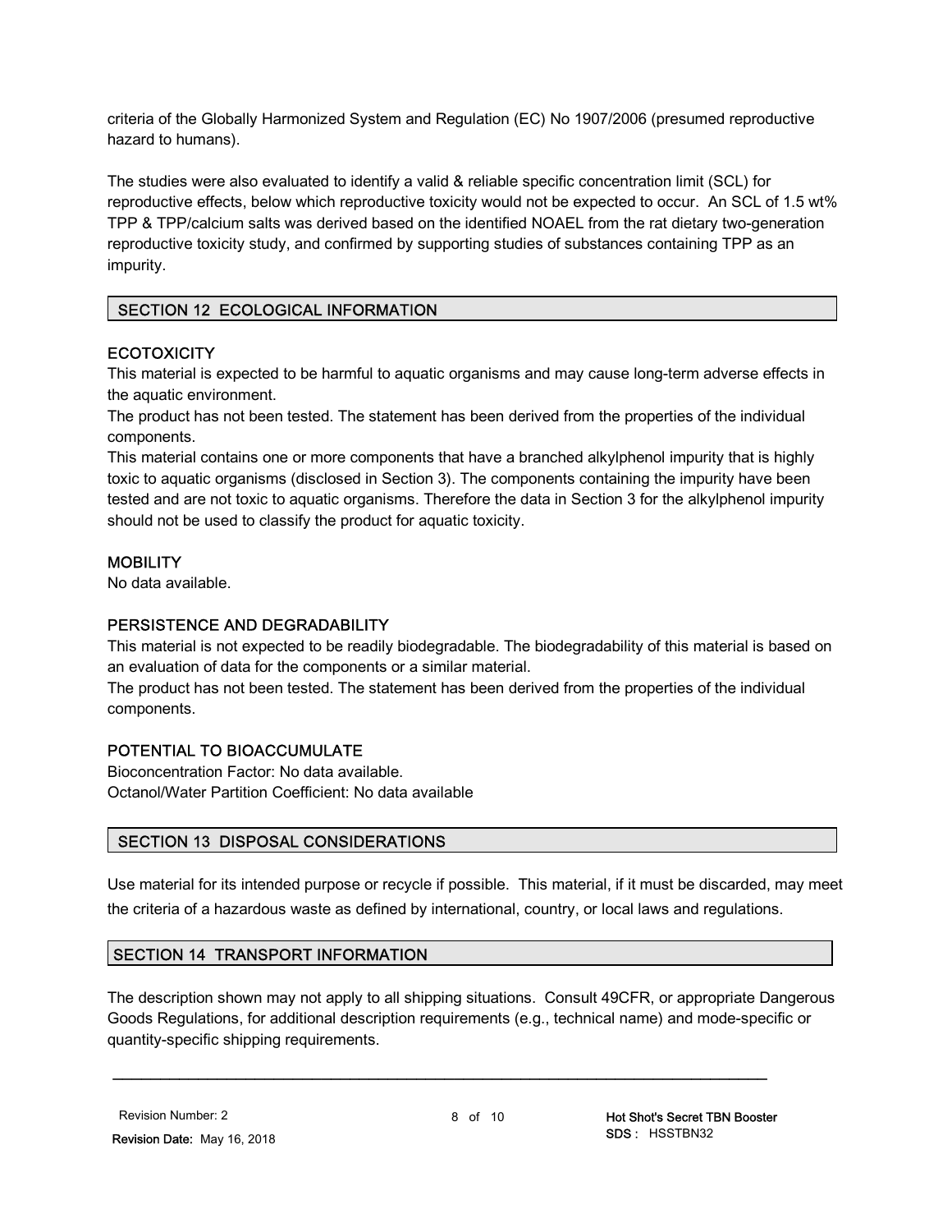criteria of the Globally Harmonized System and Regulation (EC) No 1907/2006 (presumed reproductive hazard to humans).

The studies were also evaluated to identify a valid & reliable specific concentration limit (SCL) for reproductive effects, below which reproductive toxicity would not be expected to occur. An SCL of 1.5 wt% TPP & TPP/calcium salts was derived based on the identified NOAEL from the rat dietary two-generation reproductive toxicity study, and confirmed by supporting studies of substances containing TPP as an impurity.

## SECTION 12 ECOLOGICAL INFORMATION

### ECOTOXICITY

This material is expected to be harmful to aquatic organisms and may cause long-term adverse effects in the aquatic environment.

The product has not been tested. The statement has been derived from the properties of the individual components.

This material contains one or more components that have a branched alkylphenol impurity that is highly toxic to aquatic organisms (disclosed in Section 3). The components containing the impurity have been tested and are not toxic to aquatic organisms. Therefore the data in Section 3 for the alkylphenol impurity should not be used to classify the product for aquatic toxicity.

### MOBILITY

No data available.

### PERSISTENCE AND DEGRADABILITY

This material is not expected to be readily biodegradable. The biodegradability of this material is based on an evaluation of data for the components or a similar material.

The product has not been tested. The statement has been derived from the properties of the individual components.

### POTENTIAL TO BIOACCUMULATE

Bioconcentration Factor: No data available.

Octanol/Water Partition Coefficient: No data available

## SECTION 13 DISPOSAL CONSIDERATIONS

Use material for its intended purpose or recycle if possible. This material, if it must be discarded, may meet the criteria of a hazardous waste as defined by international, country, or local laws and regulations.

## SECTION 14 TRANSPORT INFORMATION

The description shown may not apply to all shipping situations. Consult 49CFR, or appropriate Dangerous Goods Regulations, for additional description requirements (e.g., technical name) and mode-specific or quantity-specific shipping requirements.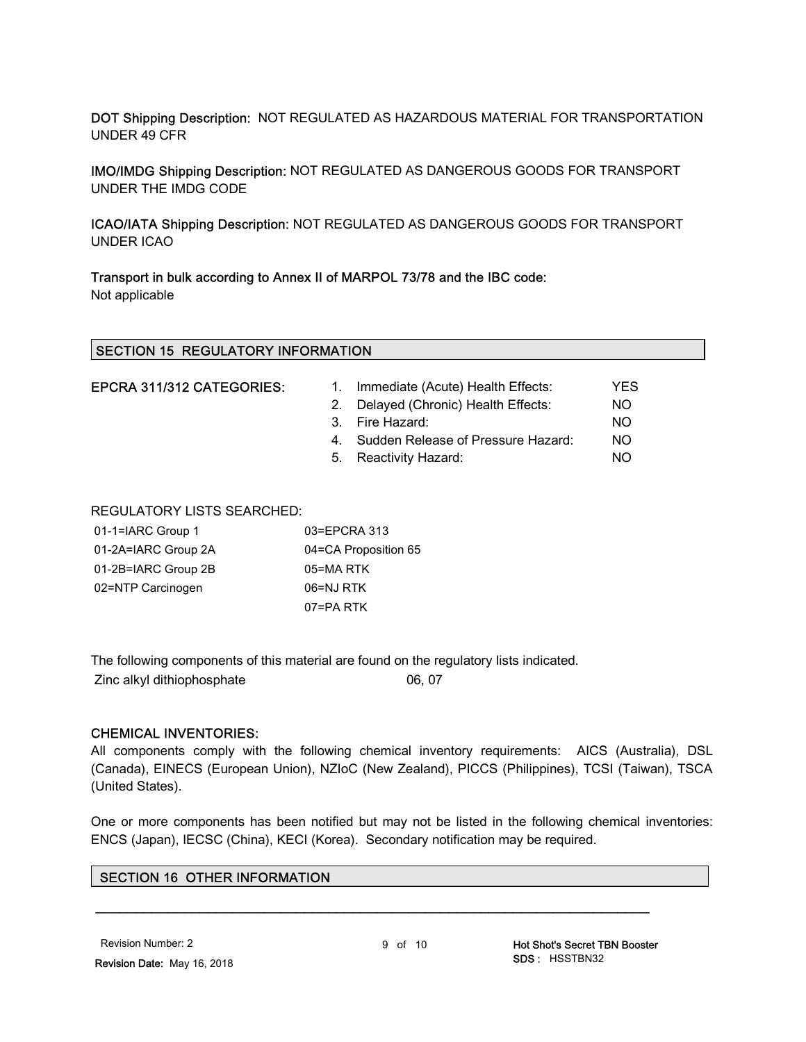**DOT Shipping Description:** NOT REGULATED AS HAZARDOUS MATERIAL FOR TRANSPORTATION UNDER 49 CFR

**IMO/IMDG Shipping Description:** NOT REGULATED AS DANGEROUS GOODS FOR TRANSPORT UNDER THE IMDG CODE

**ICAO/IATA Shipping Description:** NOT REGULATED AS DANGEROUS GOODS FOR TRANSPORT UNDER ICAO

**Transport in bulk according to Annex II of MARPOL 73/78 and the IBC code:**
Not applicable

## SECTION 15 REGULATORY INFORMATION

**EPCRA 311/312 CATEGORIES:**

| | | |
|---|---|---|
| 1. | Immediate (Acute) Health Effects: | YES |
| 2. | Delayed (Chronic) Health Effects: | NO |
| 3. | Fire Hazard: | NO |
| 4. | Sudden Release of Pressure Hazard: | NO |
| 5. | Reactivity Hazard: | NO |

REGULATORY LISTS SEARCHED:

| | |
|---|---|
| 01-1=IARC Group 1 | 03=EPCRA 313 |
| 01-2A=IARC Group 2A | 04=CA Proposition 65 |
| 01-2B=IARC Group 2B | 05=MA RTK |
| 02=NTP Carcinogen | 06=NJ RTK |
| | 07=PA RTK |

The following components of this material are found on the regulatory lists indicated.

| | |
|---|---|
| Zinc alkyl dithiophosphate | 06, 07 |

**CHEMICAL INVENTORIES:**

All components comply with the following chemical inventory requirements: AICS (Australia), DSL (Canada), EINECS (European Union), NZIoC (New Zealand), PICCS (Philippines), TCSI (Taiwan), TSCA (United States).

One or more components has been notified but may not be listed in the following chemical inventories: ENCS (Japan), IECSC (China), KECI (Korea). Secondary notification may be required.

## SECTION 16 OTHER INFORMATION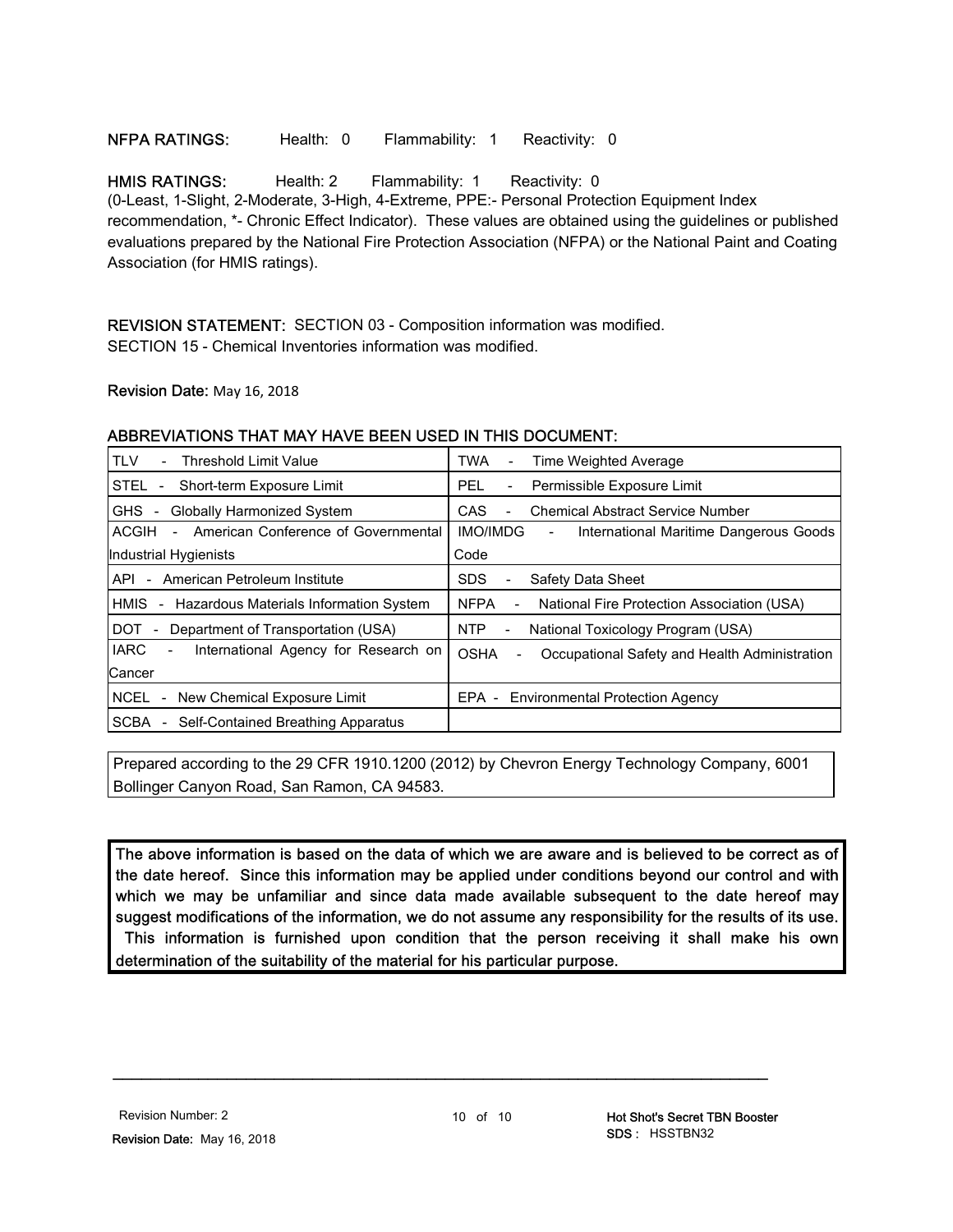**NFPA RATINGS:** Health: 0 Flammability: 1 Reactivity: 0

**HMIS RATINGS:** Health: 2 Flammability: 1 Reactivity: 0
(0-Least, 1-Slight, 2-Moderate, 3-High, 4-Extreme, PPE:- Personal Protection Equipment Index recommendation, *- Chronic Effect Indicator). These values are obtained using the guidelines or published evaluations prepared by the National Fire Protection Association (NFPA) or the National Paint and Coating Association (for HMIS ratings).

**REVISION STATEMENT:** SECTION 03 - Composition information was modified.
SECTION 15 - Chemical Inventories information was modified.

**Revision Date:** May 16, 2018

**ABBREVIATIONS THAT MAY HAVE BEEN USED IN THIS DOCUMENT:**

| | |
|---|---|
| TLV - Threshold Limit Value | TWA - Time Weighted Average |
| STEL - Short-term Exposure Limit | PEL - Permissible Exposure Limit |
| GHS - Globally Harmonized System | CAS - Chemical Abstract Service Number |
| ACGIH - American Conference of Governmental Industrial Hygienists | IMO/IMDG - International Maritime Dangerous Goods Code |
| API - American Petroleum Institute | SDS - Safety Data Sheet |
| HMIS - Hazardous Materials Information System | NFPA - National Fire Protection Association (USA) |
| DOT - Department of Transportation (USA) | NTP - National Toxicology Program (USA) |
| IARC - International Agency for Research on Cancer | OSHA - Occupational Safety and Health Administration |
| NCEL - New Chemical Exposure Limit | EPA - Environmental Protection Agency |
| SCBA - Self-Contained Breathing Apparatus | |

Prepared according to the 29 CFR 1910.1200 (2012) by Chevron Energy Technology Company, 6001 Bollinger Canyon Road, San Ramon, CA 94583.

**The above information is based on the data of which we are aware and is believed to be correct as of the date hereof. Since this information may be applied under conditions beyond our control and with which we may be unfamiliar and since data made available subsequent to the date hereof may suggest modifications of the information, we do not assume any responsibility for the results of its use. This information is furnished upon condition that the person receiving it shall make his own determination of the suitability of the material for his particular purpose.**